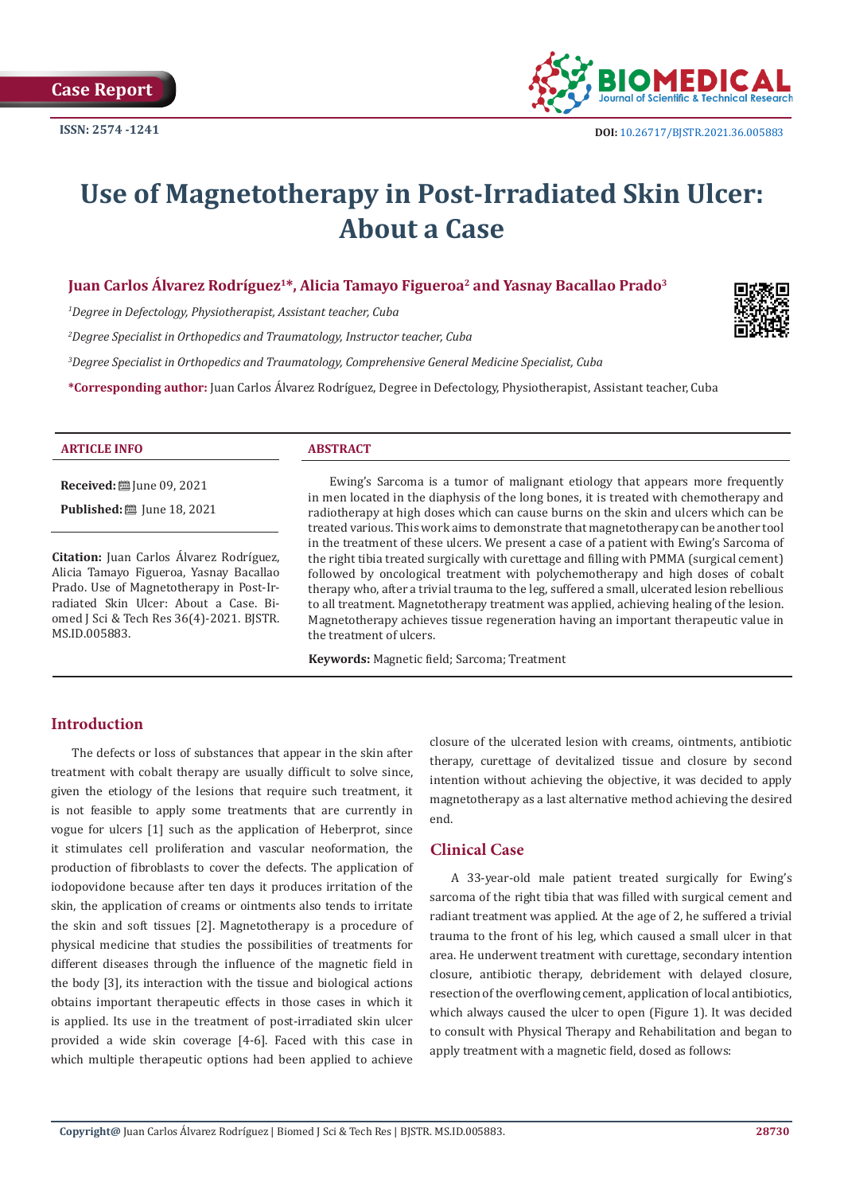Case Report

ISSN: 2574 -1241

DOI: 10.26717/BJSTR.2021.36.005883

# Use of Magnetotherapy in Post-Irradiated Skin Ulcer: About a Case

**Juan Carlos Álvarez Rodríguez[1]*, Alicia Tamayo Figueroa[2] and Yasnay Bacallao Prado[3]**

[1]*Degree in Defectology, Physiotherapist, Assistant teacher, Cuba*

[2]*Degree Specialist in Orthopedics and Traumatology, Instructor teacher, Cuba*

[3]*Degree Specialist in Orthopedics and Traumatology, Comprehensive General Medicine Specialist, Cuba*

**\*Corresponding author:** Juan Carlos Álvarez Rodríguez, Degree in Defectology, Physiotherapist, Assistant teacher, Cuba

### ARTICLE INFO

**Received:** June 09, 2021

**Published:** June 18, 2021

**Citation:** Juan Carlos Álvarez Rodríguez, Alicia Tamayo Figueroa, Yasnay Bacallao Prado. Use of Magnetotherapy in Post-Irradiated Skin Ulcer: About a Case. Biomed J Sci & Tech Res 36(4)-2021. BJSTR. MS.ID.005883.

### ABSTRACT

Ewing's Sarcoma is a tumor of malignant etiology that appears more frequently in men located in the diaphysis of the long bones, it is treated with chemotherapy and radiotherapy at high doses which can cause burns on the skin and ulcers which can be treated various. This work aims to demonstrate that magnetotherapy can be another tool in the treatment of these ulcers. We present a case of a patient with Ewing's Sarcoma of the right tibia treated surgically with curettage and filling with PMMA (surgical cement) followed by oncological treatment with polychemotherapy and high doses of cobalt therapy who, after a trivial trauma to the leg, suffered a small, ulcerated lesion rebellious to all treatment. Magnetotherapy treatment was applied, achieving healing of the lesion. Magnetotherapy achieves tissue regeneration having an important therapeutic value in the treatment of ulcers.

**Keywords:** Magnetic field; Sarcoma; Treatment

## Introduction

The defects or loss of substances that appear in the skin after treatment with cobalt therapy are usually difficult to solve since, given the etiology of the lesions that require such treatment, it is not feasible to apply some treatments that are currently in vogue for ulcers [1] such as the application of Heberprot, since it stimulates cell proliferation and vascular neoformation, the production of fibroblasts to cover the defects. The application of iodopovidone because after ten days it produces irritation of the skin, the application of creams or ointments also tends to irritate the skin and soft tissues [2]. Magnetotherapy is a procedure of physical medicine that studies the possibilities of treatments for different diseases through the influence of the magnetic field in the body [3], its interaction with the tissue and biological actions obtains important therapeutic effects in those cases in which it is applied. Its use in the treatment of post-irradiated skin ulcer provided a wide skin coverage [4-6]. Faced with this case in which multiple therapeutic options had been applied to achieve closure of the ulcerated lesion with creams, ointments, antibiotic therapy, curettage of devitalized tissue and closure by second intention without achieving the objective, it was decided to apply magnetotherapy as a last alternative method achieving the desired end.

## Clinical Case

A 33-year-old male patient treated surgically for Ewing's sarcoma of the right tibia that was filled with surgical cement and radiant treatment was applied. At the age of 2, he suffered a trivial trauma to the front of his leg, which caused a small ulcer in that area. He underwent treatment with curettage, secondary intention closure, antibiotic therapy, debridement with delayed closure, resection of the overflowing cement, application of local antibiotics, which always caused the ulcer to open (Figure 1). It was decided to consult with Physical Therapy and Rehabilitation and began to apply treatment with a magnetic field, dosed as follows: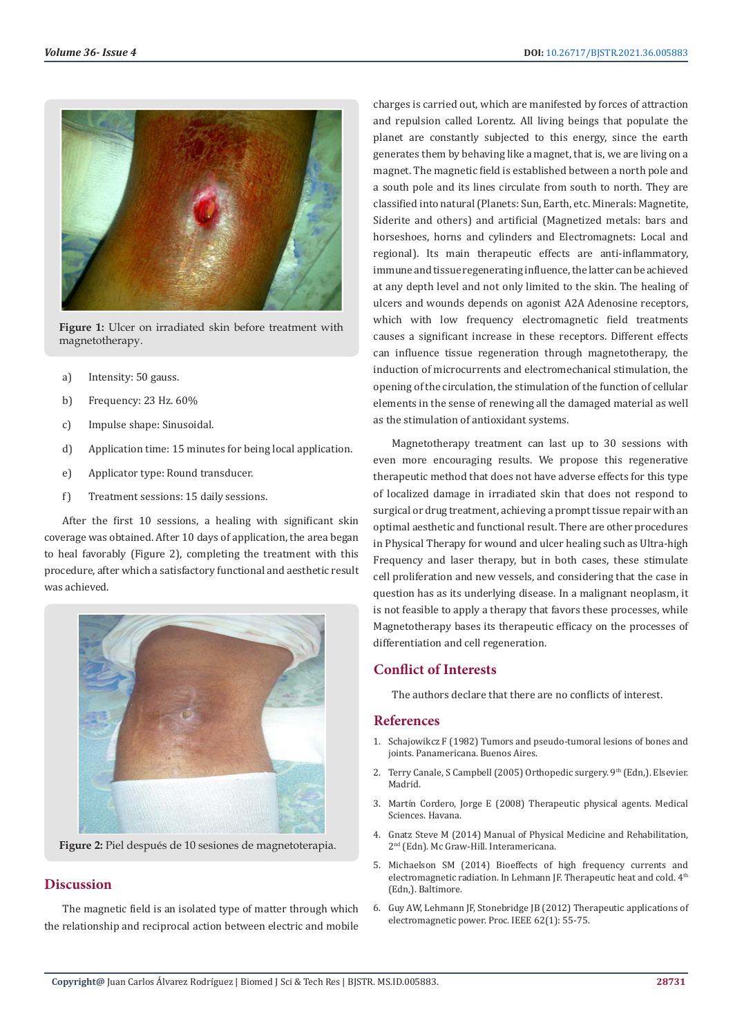Figure 1: Ulcer on irradiated skin before treatment with magnetotherapy.

a) Intensity: 50 gauss.

b) Frequency: 23 Hz. 60%

c) Impulse shape: Sinusoidal.

d) Application time: 15 minutes for being local application.

e) Applicator type: Round transducer.

f) Treatment sessions: 15 daily sessions.

After the first 10 sessions, a healing with significant skin coverage was obtained. After 10 days of application, the area began to heal favorably (Figure 2), completing the treatment with this procedure, after which a satisfactory functional and aesthetic result was achieved.

Figure 2: Piel después de 10 sesiones de magnetoterapia.

## Discussion

The magnetic field is an isolated type of matter through which the relationship and reciprocal action between electric and mobile charges is carried out, which are manifested by forces of attraction and repulsion called Lorentz. All living beings that populate the planet are constantly subjected to this energy, since the earth generates them by behaving like a magnet, that is, we are living on a magnet. The magnetic field is established between a north pole and a south pole and its lines circulate from south to north. They are classified into natural (Planets: Sun, Earth, etc. Minerals: Magnetite, Siderite and others) and artificial (Magnetized metals: bars and horseshoes, horns and cylinders and Electromagnets: Local and regional). Its main therapeutic effects are anti-inflammatory, immune and tissue regenerating influence, the latter can be achieved at any depth level and not only limited to the skin. The healing of ulcers and wounds depends on agonist A2A Adenosine receptors, which with low frequency electromagnetic field treatments causes a significant increase in these receptors. Different effects can influence tissue regeneration through magnetotherapy, the induction of microcurrents and electromechanical stimulation, the opening of the circulation, the stimulation of the function of cellular elements in the sense of renewing all the damaged material as well as the stimulation of antioxidant systems.

Magnetotherapy treatment can last up to 30 sessions with even more encouraging results. We propose this regenerative therapeutic method that does not have adverse effects for this type of localized damage in irradiated skin that does not respond to surgical or drug treatment, achieving a prompt tissue repair with an optimal aesthetic and functional result. There are other procedures in Physical Therapy for wound and ulcer healing such as Ultra-high Frequency and laser therapy, but in both cases, these stimulate cell proliferation and new vessels, and considering that the case in question has as its underlying disease. In a malignant neoplasm, it is not feasible to apply a therapy that favors these processes, while Magnetotherapy bases its therapeutic efficacy on the processes of differentiation and cell regeneration.

## Conflict of Interests

The authors declare that there are no conflicts of interest.

## References

1. Schajowikcz F (1982) Tumors and pseudo-tumoral lesions of bones and joints. Panamericana. Buenos Aires.
2. Terry Canale, S Campbell (2005) Orthopedic surgery. 9th (Edn,). Elsevier. Madrid.
3. Martín Cordero, Jorge E (2008) Therapeutic physical agents. Medical Sciences. Havana.
4. Gnatz Steve M (2014) Manual of Physical Medicine and Rehabilitation, 2nd (Edn). Mc Graw-Hill. Interamericana.
5. Michaelson SM (2014) Bioeffects of high frequency currents and electromagnetic radiation. In Lehmann JF. Therapeutic heat and cold. 4th (Edn,). Baltimore.
6. Guy AW, Lehmann JF, Stonebridge JB (2012) Therapeutic applications of electromagnetic power. Proc. IEEE 62(1): 55-75.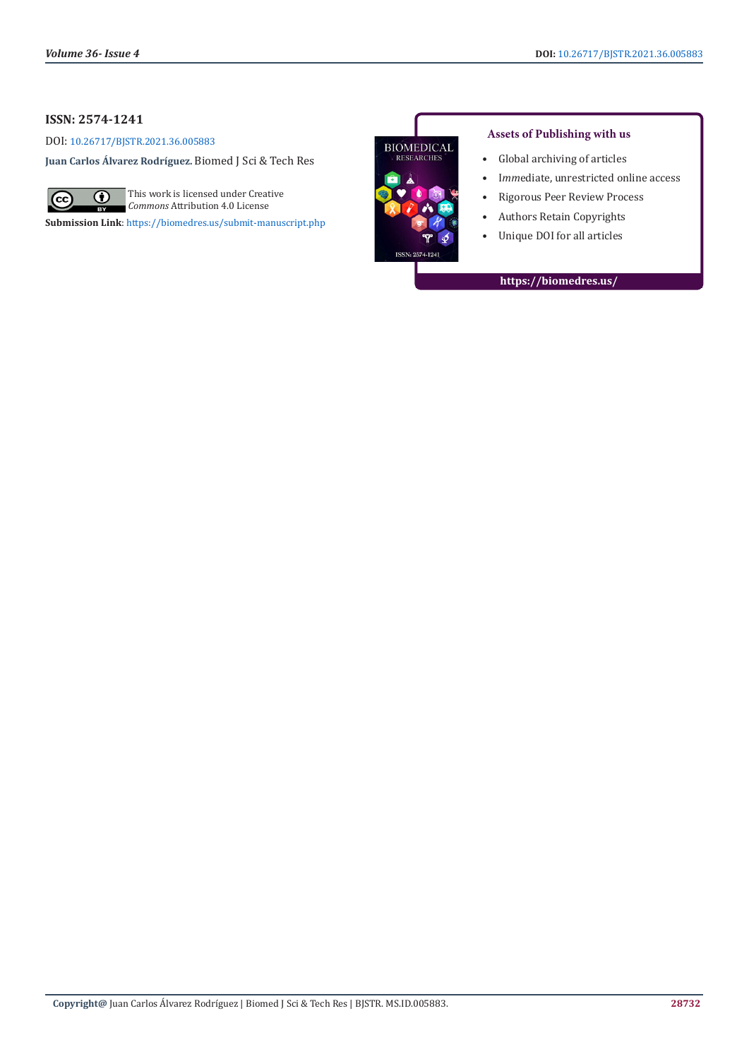**ISSN: 2574-1241**

DOI: 10.26717/BJSTR.2021.36.005883

**Juan Carlos Álvarez Rodríguez.** Biomed J Sci & Tech Res

This work is licensed under Creative *Commons* Attribution 4.0 License

**Submission Link**: https://biomedres.us/submit-manuscript.php

**Assets of Publishing with us**

- Global archiving of articles
- Immediate, unrestricted online access
- Rigorous Peer Review Process
- Authors Retain Copyrights
- Unique DOI for all articles

**https://biomedres.us/**